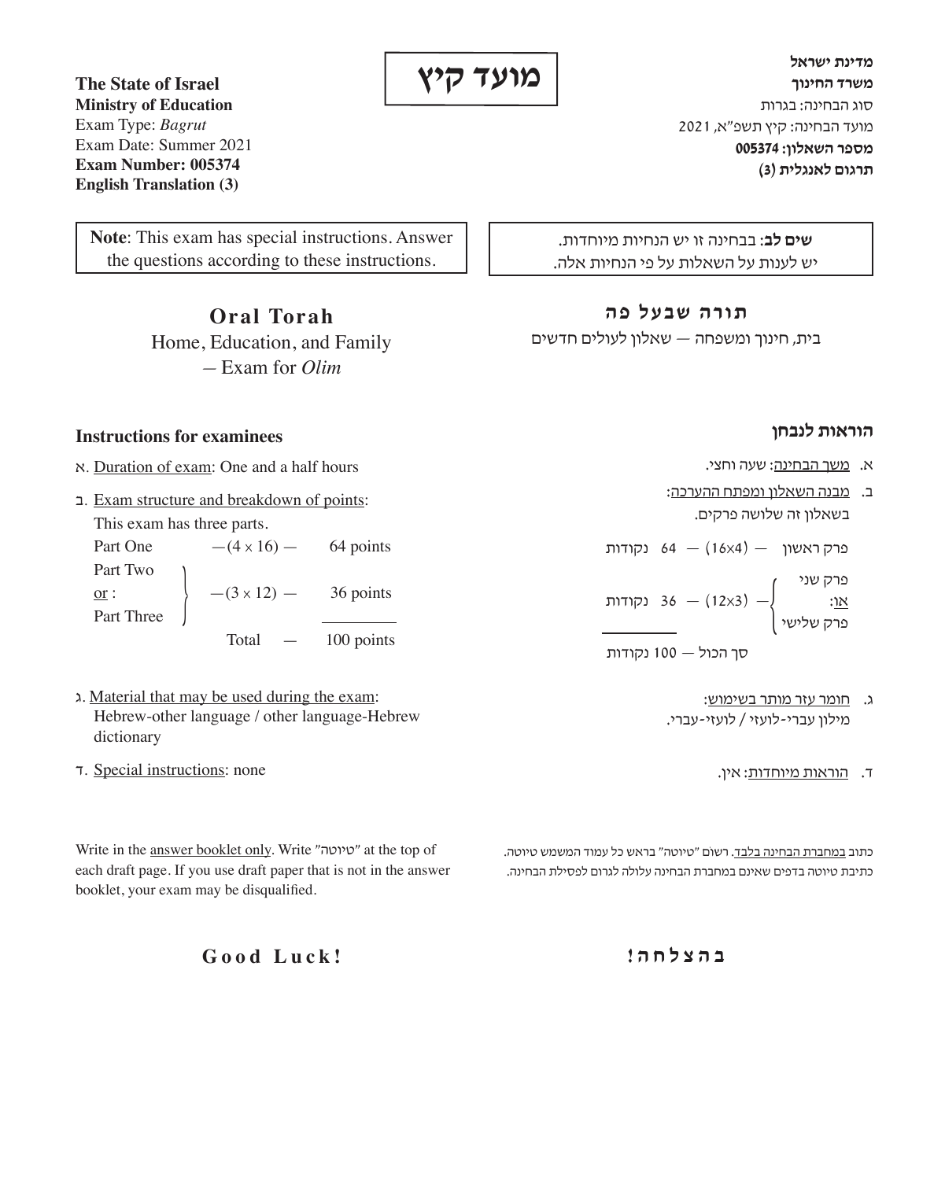**The State of Israel**
**Ministry of Education**
Exam Type: *Bagrut*
Exam Date: Summer 2021
**Exam Number: 005374**
**English Translation (3)**

**מועד קיץ**

**מדינת ישראל**
**משרד החינוך**
סוג הבחינה: בגרות
מועד הבחינה: קיץ תשפ"א, 2021
**מספר השאלון: 005374**
**תרגום לאנגלית (3)**

**Note**: This exam has special instructions. Answer the questions according to these instructions.

**שים לב**: בבחינה זו יש הנחיות מיוחדות.
יש לענות על השאלות על פי הנחיות אלה.

## Oral Torah

Home, Education, and Family
— Exam for *Olim*

## תורה שבעל פה

בית, חינוך ומשפחה — שאלון לעולים חדשים

### Instructions for examinees

א. Duration of exam: One and a half hours

ב. Exam structure and breakdown of points:
This exam has three parts.

| | | |
|---|---|---|
| Part One | —(4 × 16) — | 64 points |
| Part Two or: Part Three | —(3 × 12) — | 36 points |
| Total | — | 100 points |

ג. Material that may be used during the exam:
Hebrew-other language / other language-Hebrew dictionary

ד. Special instructions: none

### הוראות לנבחן

א. משך הבחינה: שעה וחצי.

ב. מבנה השאלון ומפתח ההערכה:
בשאלון זה שלושה פרקים.

| | | |
|---|---|---|
| פרק ראשון | — (16×4) — | 64 נקודות |
| פרק שני או: פרק שלישי | — (12×3) — | 36 נקודות |
| סך הכול | — | 100 נקודות |

ג. חומר עזר מותר בשימוש:
מילון עברי-לועזי / לועזי-עברי.

ד. הוראות מיוחדות: אין.

Write in the answer booklet only. Write "טיוטה" at the top of each draft page. If you use draft paper that is not in the answer booklet, your exam may be disqualified.

כתוב במחברת הבחינה בלבד. רשום "טיוטה" בראש כל עמוד המשמש טיוטה. כתיבת טיוטה בדפים שאינם במחברת הבחינה עלולה לגרום לפסילת הבחינה.

**Good Luck!**

**בהצלחה!**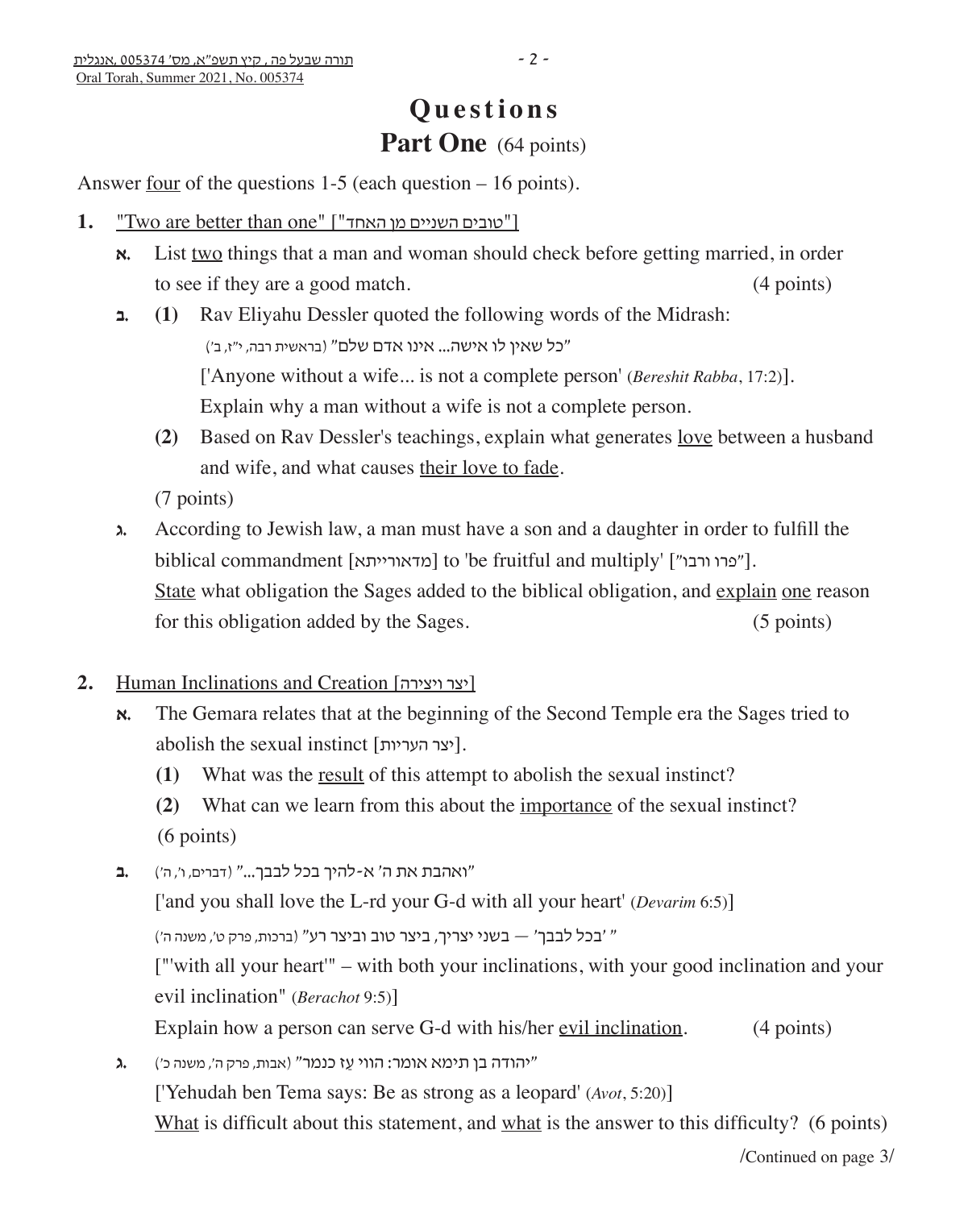# Questions

## Part One (64 points)

Answer four of the questions 1-5 (each question – 16 points).

**1.** "Two are better than one" ["טובים השניים מן האחד"]

**א.** List two things that a man and woman should check before getting married, in order to see if they are a good match. (4 points)

**ב.** **(1)** Rav Eliyahu Dessler quoted the following words of the Midrash:

"כל שאין לו אישה... אינו אדם שלם" (בראשית רבה, י"ז, ב')

['Anyone without a wife... is not a complete person' (*Bereshit Rabba*, 17:2)].

Explain why a man without a wife is not a complete person.

**(2)** Based on Rav Dessler's teachings, explain what generates love between a husband and wife, and what causes their love to fade.

(7 points)

**ג.** According to Jewish law, a man must have a son and a daughter in order to fulfill the biblical commandment [מדאורייתא] to 'be fruitful and multiply' ["פרו ורבו"].

State what obligation the Sages added to the biblical obligation, and explain one reason for this obligation added by the Sages. (5 points)

**2.** Human Inclinations and Creation [יצר ויצירה]

**א.** The Gemara relates that at the beginning of the Second Temple era the Sages tried to abolish the sexual instinct [יצר העריות].

**(1)** What was the result of this attempt to abolish the sexual instinct?

**(2)** What can we learn from this about the importance of the sexual instinct?

(6 points)

**ב.** "ואהבת את ה' א-להיך בכל לבבך..." (דברים, ו', ה')

['and you shall love the L-rd your G-d with all your heart' (*Devarim* 6:5)]

"'בכל לבבך' — בשני יצריך, ביצר טוב וביצר רע" (ברכות, פרק ט', משנה ה')

["'with all your heart'" – with both your inclinations, with your good inclination and your evil inclination" (*Berachot* 9:5)]

Explain how a person can serve G-d with his/her evil inclination. (4 points)

**ג.** "יהודה בן תימא אומר: הווי עז כנמר" (אבות, פרק ה', משנה כ')

['Yehudah ben Tema says: Be as strong as a leopard' (*Avot*, 5:20)]

What is difficult about this statement, and what is the answer to this difficulty? (6 points)

/Continued on page 3/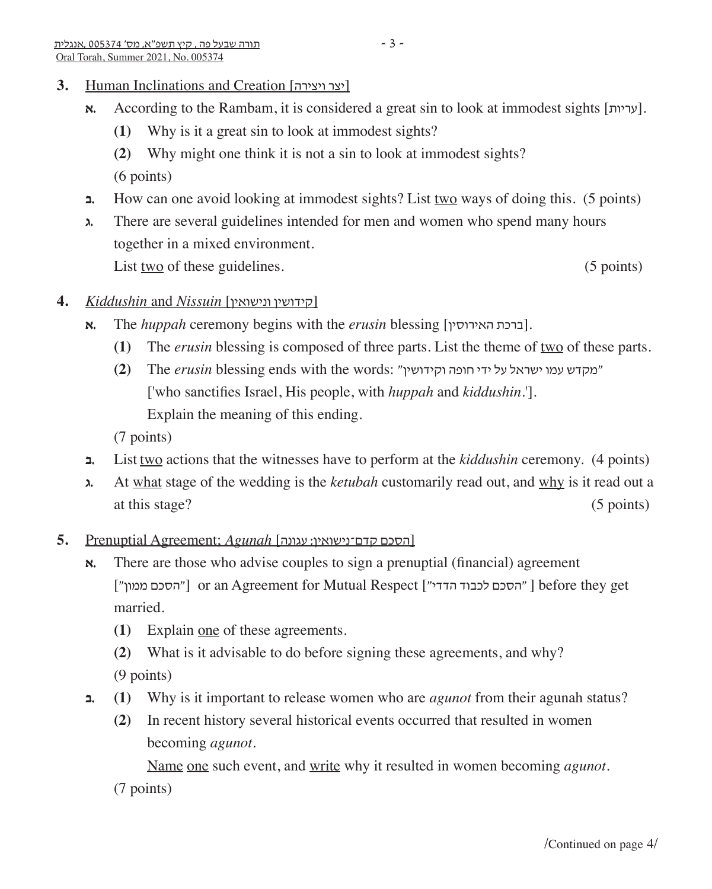3. Human Inclinations and Creation [יצר ויצירה]

**א.** According to the Rambam, it is considered a great sin to look at immodest sights [עריות].

**(1)** Why is it a great sin to look at immodest sights?

**(2)** Why might one think it is not a sin to look at immodest sights?

(6 points)

**ב.** How can one avoid looking at immodest sights? List two ways of doing this. (5 points)

**ג.** There are several guidelines intended for men and women who spend many hours together in a mixed environment.
List two of these guidelines. (5 points)

4. *Kiddushin* and *Nissuin* [קידושין ונישואין]

**א.** The *huppah* ceremony begins with the *erusin* blessing [ברכת האירוסין].

**(1)** The *erusin* blessing is composed of three parts. List the theme of two of these parts.

**(2)** The *erusin* blessing ends with the words: "מקדש עמו ישראל על ידי חופה וקידושין"
['who sanctifies Israel, His people, with *huppah* and *kiddushin*.'].
Explain the meaning of this ending.

(7 points)

**ב.** List two actions that the witnesses have to perform at the *kiddushin* ceremony. (4 points)

**ג.** At what stage of the wedding is the *ketubah* customarily read out, and why is it read out a at this stage? (5 points)

5. Prenuptial Agreement; *Agunah* [הסכם קדם־נישואין; עגונה]

**א.** There are those who advise couples to sign a prenuptial (financial) agreement ["הסכם ממון"] or an Agreement for Mutual Respect ["הסכם לכבוד הדדי"] before they get married.

**(1)** Explain one of these agreements.

**(2)** What is it advisable to do before signing these agreements, and why?

(9 points)

**ב.** **(1)** Why is it important to release women who are *agunot* from their agunah status?

**(2)** In recent history several historical events occurred that resulted in women becoming *agunot*.
Name one such event, and write why it resulted in women becoming *agunot*.

(7 points)

/Continued on page 4/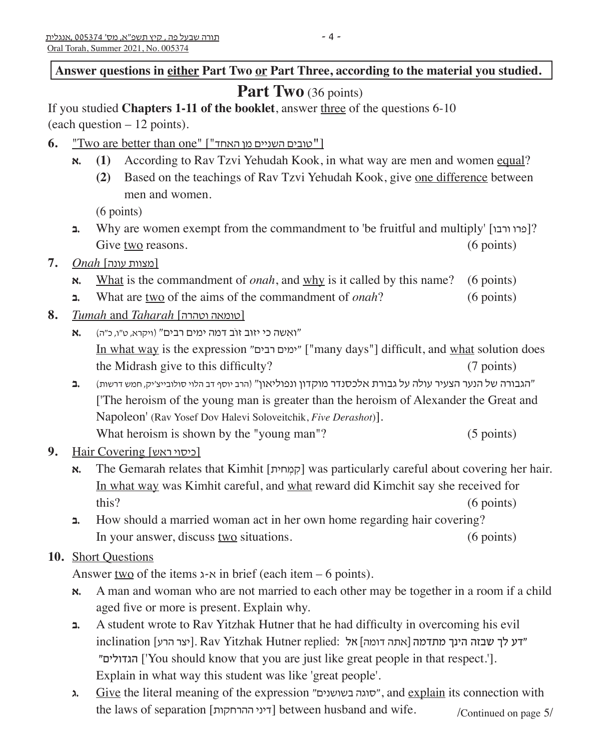**Answer questions in either Part Two or Part Three, according to the material you studied.**

# Part Two (36 points)

If you studied **Chapters 1-11 of the booklet**, answer three of the questions 6-10 (each question – 12 points).

**6.** "Two are better than one" ["טובים השניים מן האחד"]

**א.** **(1)** According to Rav Tzvi Yehudah Kook, in what way are men and women equal?

**(2)** Based on the teachings of Rav Tzvi Yehudah Kook, give one difference between men and women.

(6 points)

**ב.** Why are women exempt from the commandment to 'be fruitful and multiply' [פרו ורבו]? Give two reasons. (6 points)

**7.** *Onah* [מצוות עונה]

**א.** What is the commandment of *onah*, and why is it called by this name? (6 points)

**ב.** What are two of the aims of the commandment of *onah*? (6 points)

**8.** *Tumah* and *Taharah* [טומאה וטהרה]

**א.** "ואשה כי יזוב זוֹב דמה ימים רבים" (ויקרא, ט"ו, כ"ה)

In what way is the expression "ימים רבים" ["many days"] difficult, and what solution does the Midrash give to this difficulty? (7 points)

**ב.** "הגבורה של הנער הצעיר עולה על גבורת אלכסנדר מוקדון ונפוליאון" (הרב יוסף דב הלוי סולובייצ'יק, חמש דרשות)

['The heroism of the young man is greater than the heroism of Alexander the Great and Napoleon' (Rav Yosef Dov Halevi Soloveitchik, *Five Derashot*)].

What heroism is shown by the "young man"? (5 points)

**9.** Hair Covering [כיסוי ראש]

**א.** The Gemarah relates that Kimhit [קִמְחִית] was particularly careful about covering her hair. In what way was Kimhit careful, and what reward did Kimchit say she received for this? (6 points)

**ב.** How should a married woman act in her own home regarding hair covering? In your answer, discuss two situations. (6 points)

**10.** Short Questions

Answer two of the items א-ג in brief (each item – 6 points).

**א.** A man and woman who are not married to each other may be together in a room if a child aged five or more is present. Explain why.

**ב.** A student wrote to Rav Yitzhak Hutner that he had difficulty in overcoming his evil inclination [יצר הרע]. Rav Yitzhak Hutner replied: "דע לך שבזה הינך מתדמה [אתה דומה] אל הגדולים" ['You should know that you are just like great people in that respect.'].

Explain in what way this student was like 'great people'.

**ג.** Give the literal meaning of the expression "סוגה בשושנים", and explain its connection with the laws of separation [דיני ההרחקות] between husband and wife.

/Continued on page 5/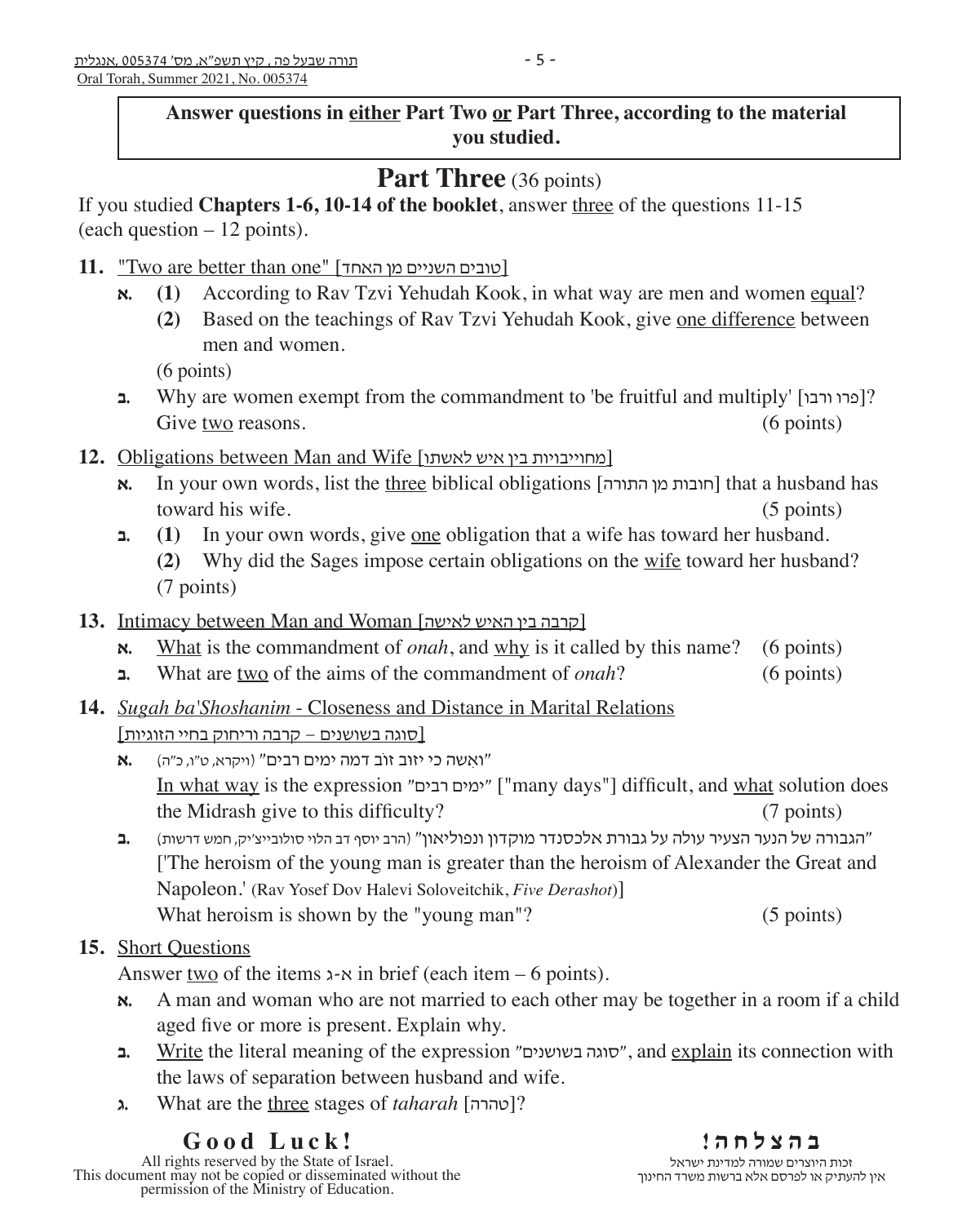**Answer questions in either Part Two or Part Three, according to the material you studied.**

## Part Three (36 points)

If you studied **Chapters 1-6, 10-14 of the booklet**, answer three of the questions 11-15 (each question – 12 points).

**11.** "Two are better than one" [טובים השניים מן האחד]

**א.** **(1)** According to Rav Tzvi Yehudah Kook, in what way are men and women equal?

**(2)** Based on the teachings of Rav Tzvi Yehudah Kook, give one difference between men and women.

(6 points)

**ב.** Why are women exempt from the commandment to 'be fruitful and multiply' [פרו ורבו]? Give two reasons. (6 points)

**12.** Obligations between Man and Wife [מחוייבויות בין איש לאשתו]

**א.** In your own words, list the three biblical obligations [חובות מן התורה] that a husband has toward his wife. (5 points)

**ב.** **(1)** In your own words, give one obligation that a wife has toward her husband.

**(2)** Why did the Sages impose certain obligations on the wife toward her husband?

(7 points)

**13.** Intimacy between Man and Woman [קרבה בין האיש לאישה]

**א.** What is the commandment of *onah*, and why is it called by this name? (6 points)

**ב.** What are two of the aims of the commandment of *onah*? (6 points)

**14.** *Sugah ba'Shoshanim* - Closeness and Distance in Marital Relations [סוגה בשושנים – קרבה וריחוק בחיי הזוגיות]

**א.** "ואשה כי יזוב זוב דמה ימים רבים" (ויקרא, ט"ו, כ"ה)

In what way is the expression "ימים רבים" ["many days"] difficult, and what solution does the Midrash give to this difficulty? (7 points)

**ב.** "הגבורה של הנער הצעיר עולה על גבורת אלכסנדר מוקדון ונפוליאון" (הרב יוסף דב הלוי סולובייצ'יק, חמש דרשות)

['The heroism of the young man is greater than the heroism of Alexander the Great and Napoleon.' (Rav Yosef Dov Halevi Soloveitchik, *Five Derashot*)]

What heroism is shown by the "young man"? (5 points)

**15.** Short Questions

Answer two of the items א-ג in brief (each item – 6 points).

**א.** A man and woman who are not married to each other may be together in a room if a child aged five or more is present. Explain why.

**ב.** Write the literal meaning of the expression "סוגה בשושנים", and explain its connection with the laws of separation between husband and wife.

**ג.** What are the three stages of *taharah* [טהרה]?

**Good Luck!**

**בהצלחה!**

All rights reserved by the State of Israel.
This document may not be copied or disseminated without the permission of the Ministry of Education.

זכות היוצרים שמורה למדינת ישראל
אין להעתיק או לפרסם אלא ברשות משרד החינוך